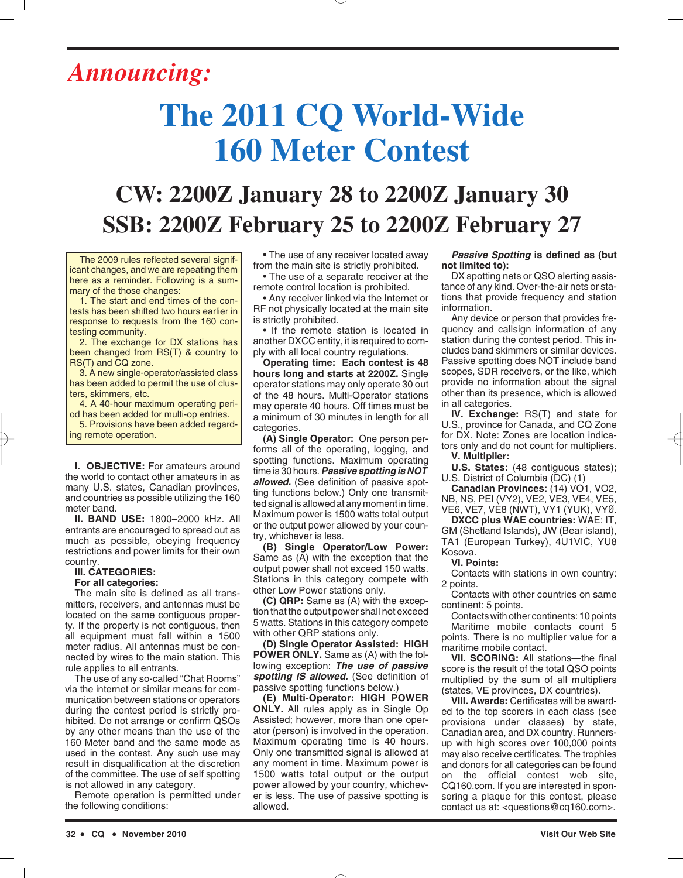*Announcing:*

# The 2011 CQ World-Wide 160 Meter Contest

## CW: 2200Z January 28 to 2200Z January 30
## SSB: 2200Z February 25 to 2200Z February 27

The 2009 rules reflected several significant changes, and we are repeating them here as a reminder. Following is a summary of the those changes:

1. The start and end times of the contests has been shifted two hours earlier in response to requests from the 160 contesting community.
2. The exchange for DX stations has been changed from RS(T) & country to RS(T) and CQ zone.
3. A new single-operator/assisted class has been added to permit the use of clusters, skimmers, etc.
4. A 40-hour maximum operating period has been added for multi-op entries.
5. Provisions have been added regarding remote operation.

**I. OBJECTIVE:** For amateurs around the world to contact other amateurs in as many U.S. states, Canadian provinces, and countries as possible utilizing the 160 meter band.

**II. BAND USE:** 1800–2000 kHz. All entrants are encouraged to spread out as much as possible, obeying frequency restrictions and power limits for their own country.

**III. CATEGORIES:**

**For all categories:**

The main site is defined as all transmitters, receivers, and antennas must be located on the same contiguous property. If the property is not contiguous, then all equipment must fall within a 1500 meter radius. All antennas must be connected by wires to the main station. This rule applies to all entrants.

The use of any so-called "Chat Rooms" via the internet or similar means for communication between stations or operators during the contest period is strictly prohibited. Do not arrange or confirm QSOs by any other means than the use of the 160 Meter band and the same mode as used in the contest. Any such use may result in disqualification at the discretion of the committee. The use of self spotting is not allowed in any category.

Remote operation is permitted under the following conditions:

- The use of any receiver located away from the main site is strictly prohibited.
- The use of a separate receiver at the remote control location is prohibited.
- Any receiver linked via the Internet or RF not physically located at the main site is strictly prohibited.
- If the remote station is located in another DXCC entity, it is required to comply with all local country regulations.

**Operating time: Each contest is 48 hours long and starts at 2200Z.** Single operator stations may only operate 30 out of the 48 hours. Multi-Operator stations may operate 40 hours. Off times must be a minimum of 30 minutes in length for all categories.

**(A) Single Operator:** One person performs all of the operating, logging, and spotting functions. Maximum operating time is 30 hours. ***Passive spotting is NOT allowed.*** (See definition of passive spotting functions below.) Only one transmitted signal is allowed at any moment in time. Maximum power is 1500 watts total output or the output power allowed by your country, whichever is less.

**(B) Single Operator/Low Power:** Same as (A) with the exception that the output power shall not exceed 150 watts. Stations in this category compete with other Low Power stations only.

**(C) QRP:** Same as (A) with the exception that the output power shall not exceed 5 watts. Stations in this category compete with other QRP stations only.

**(D) Single Operator Assisted: HIGH POWER ONLY.** Same as (A) with the following exception: ***The use of passive spotting IS allowed.*** (See definition of passive spotting functions below.)

**(E) Multi-Operator: HIGH POWER ONLY.** All rules apply as in Single Op Assisted; however, more than one operator (person) is involved in the operation. Maximum operating time is 40 hours. Only one transmitted signal is allowed at any moment in time. Maximum power is 1500 watts total output or the output power allowed by your country, whichever is less. The use of passive spotting is allowed.

***Passive Spotting*** **is defined as (but not limited to):**

DX spotting nets or QSO alerting assistance of any kind. Over-the-air nets or stations that provide frequency and station information.

Any device or person that provides frequency and callsign information of any station during the contest period. This includes band skimmers or similar devices. Passive spotting does NOT include band scopes, SDR receivers, or the like, which provide no information about the signal other than its presence, which is allowed in all categories.

**IV. Exchange:** RS(T) and state for U.S., province for Canada, and CQ Zone for DX. Note: Zones are location indicators only and do not count for multipliers.

**V. Multiplier:**

**U.S. States:** (48 contiguous states); U.S. District of Columbia (DC) (1)

**Canadian Provinces:** (14) VO1, VO2, NB, NS, PEI (VY2), VE2, VE3, VE4, VE5, VE6, VE7, VE8 (NWT), VY1 (YUK), VYØ.

**DXCC plus WAE countries:** WAE: IT, GM (Shetland Islands), JW (Bear island), TA1 (European Turkey), 4U1VIC, YU8 Kosova.

**VI. Points:**

Contacts with stations in own country: 2 points.

Contacts with other countries on same continent: 5 points.

Contacts with other continents: 10 points

Maritime mobile contacts count 5 points. There is no multiplier value for a maritime mobile contact.

**VII. SCORING:** All stations—the final score is the result of the total QSO points multiplied by the sum of all multipliers (states, VE provinces, DX countries).

**VIII. Awards:** Certificates will be awarded to the top scorers in each class (see provisions under classes) by state, Canadian area, and DX country. Runners-up with high scores over 100,000 points may also receive certificates. The trophies and donors for all categories can be found on the official contest web site, CQ160.com. If you are interested in sponsoring a plaque for this contest, please contact us at: <questions@cq160.com>.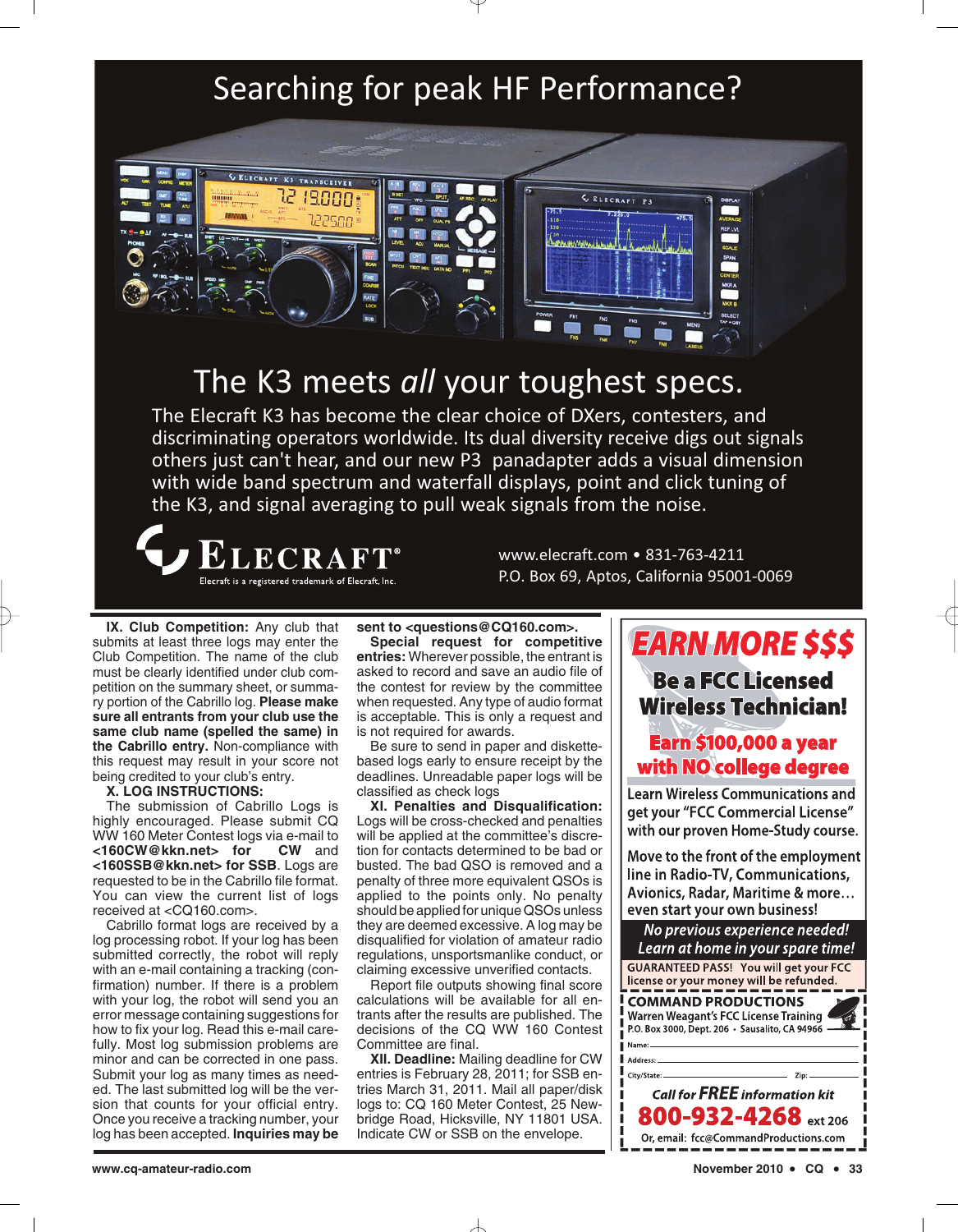# Searching for peak HF Performance?

## The K3 meets *all* your toughest specs.

The Elecraft K3 has become the clear choice of DXers, contesters, and discriminating operators worldwide. Its dual diversity receive digs out signals others just can't hear, and our new P3 panadapter adds a visual dimension with wide band spectrum and waterfall displays, point and click tuning of the K3, and signal averaging to pull weak signals from the noise.

**ELECRAFT®**

Elecraft is a registered trademark of Elecraft, Inc.

www.elecraft.com • 831-763-4211
P.O. Box 69, Aptos, California 95001-0069

**IX. Club Competition:** Any club that submits at least three logs may enter the Club Competition. The name of the club must be clearly identified under club competition on the summary sheet, or summary portion of the Cabrillo log. **Please make sure all entrants from your club use the same club name (spelled the same) in the Cabrillo entry.** Non-compliance with this request may result in your score not being credited to your club's entry.

**X. LOG INSTRUCTIONS:**

The submission of Cabrillo Logs is highly encouraged. Please submit CQ WW 160 Meter Contest logs via e-mail to **<160CW@kkn.net> for CW** and **<160SSB@kkn.net> for SSB**. Logs are requested to be in the Cabrillo file format. You can view the current list of logs received at <CQ160.com>.

Cabrillo format logs are received by a log processing robot. If your log has been submitted correctly, the robot will reply with an e-mail containing a tracking (confirmation) number. If there is a problem with your log, the robot will send you an error message containing suggestions for how to fix your log. Read this e-mail carefully. Most log submission problems are minor and can be corrected in one pass. Submit your log as many times as needed. The last submitted log will be the version that counts for your official entry. Once you receive a tracking number, your log has been accepted. **Inquiries may be sent to <questions@CQ160.com>.**

**Special request for competitive entries:** Wherever possible, the entrant is asked to record and save an audio file of the contest for review by the committee when requested. Any type of audio format is acceptable. This is only a request and is not required for awards.

Be sure to send in paper and diskette-based logs early to ensure receipt by the deadlines. Unreadable paper logs will be classified as check logs

**XI. Penalties and Disqualification:** Logs will be cross-checked and penalties will be applied at the committee's discretion for contacts determined to be bad or busted. The bad QSO is removed and a penalty of three more equivalent QSOs is applied to the points only. No penalty should be applied for unique QSOs unless they are deemed excessive. A log may be disqualified for violation of amateur radio regulations, unsportsmanlike conduct, or claiming excessive unverified contacts.

Report file outputs showing final score calculations will be available for all entrants after the results are published. The decisions of the CQ WW 160 Contest Committee are final.

**XII. Deadline:** Mailing deadline for CW entries is February 28, 2011; for SSB entries March 31, 2011. Mail all paper/disk logs to: CQ 160 Meter Contest, 25 Newbridge Road, Hicksville, NY 11801 USA. Indicate CW or SSB on the envelope.

**EARN MORE $$$**

**Be a FCC Licensed Wireless Technician!**

**Earn $100,000 a year with NO college degree**

Learn Wireless Communications and get your "FCC Commercial License" with our proven Home-Study course.

Move to the front of the employment line in Radio-TV, Communications, Avionics, Radar, Maritime & more… even start your own business!

*No previous experience needed! Learn at home in your spare time!*

GUARANTEED PASS! You will get your FCC license or your money will be refunded.

**COMMAND PRODUCTIONS**
Warren Weagant's FCC License Training
P.O. Box 3000, Dept. 206 • Sausalito, CA 94966

Name:
Address:
City/State: Zip:

*Call for FREE information kit*
**800-932-4268** ext 206
Or, email: fcc@CommandProductions.com